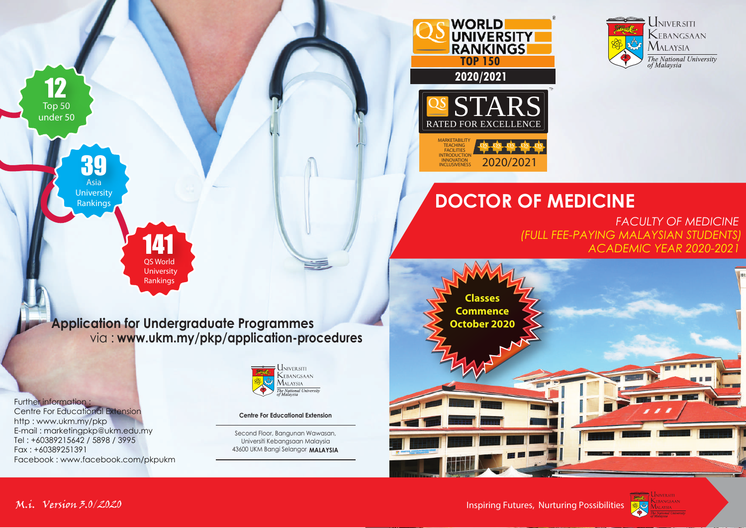QS WORLD UNIVERSITY RANKINGS TOP 150 2020/2021

UNIVERSITI KEBANGSAAN MALAYSIA
*The National University of Malaysia*

QS STARS RATED FOR EXCELLENCE

MARKETABILITY
TEACHING
FACILITIES
INTRODUCTION
INNOVATION
INCLUSIVENESS

2020/2021

**12** Top 50 under 50

**39** Asia University Rankings

**141** QS World University Rankings

# DOCTOR OF MEDICINE

*FACULTY OF MEDICINE*
*(FULL FEE-PAYING MALAYSIAN STUDENTS)*
*ACADEMIC YEAR 2020-2021*

**Classes Commence October 2020**

**Application for Undergraduate Programmes**
via : **www.ukm.my/pkp/application-procedures**

Further information :
Centre For Educational Extension
http : www.ukm.my/pkp
E-mail : marketingpkp@ukm.edu.my
Tel : +60389215642 / 5898 / 3995
Fax : +60389251391
Facebook : www.facebook.com/pkpukm

UNIVERSITI KEBANGSAAN MALAYSIA
*The National University of Malaysia*

**Centre For Educational Extension**

Second Floor, Bangunan Wawasan,
Universiti Kebangsaan Malaysia
43600 UKM Bangi Selangor **MALAYSIA**

*M.i. Version 3.0/2020*

Inspiring Futures, Nurturing Possibilities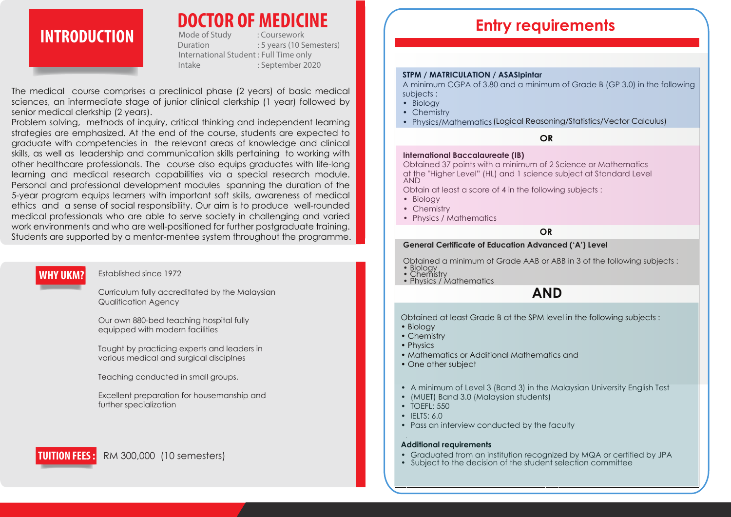# INTRODUCTION

## DOCTOR OF MEDICINE

Mode of Study : Coursework
Duration : 5 years (10 Semesters)
International Student : Full Time only
Intake : September 2020

The medical course comprises a preclinical phase (2 years) of basic medical sciences, an intermediate stage of junior clinical clerkship (1 year) followed by senior medical clerkship (2 years).
Problem solving, methods of inquiry, critical thinking and independent learning strategies are emphasized. At the end of the course, students are expected to graduate with competencies in the relevant areas of knowledge and clinical skills, as well as leadership and communication skills pertaining to working with other healthcare professionals. The course also equips graduates with life-long learning and medical research capabilities via a special research module. Personal and professional development modules spanning the duration of the 5-year program equips learners with important soft skills, awareness of medical ethics and a sense of social responsibility. Our aim is to produce well-rounded medical professionals who are able to serve society in challenging and varied work environments and who are well-positioned for further postgraduate training. Students are supported by a mentor-mentee system throughout the programme.

## WHY UKM?

Established since 1972

Curriculum fully accredited by the Malaysian Qualification Agency

Our own 880-bed teaching hospital fully equipped with modern facilities

Taught by practicing experts and leaders in various medical and surgical disciplnes

Teaching conducted in small groups.

Excellent preparation for housemanship and further specialization

**TUITION FEES :** RM 300,000 (10 semesters)

# Entry requirements

**STPM / MATRICULATION / ASASIpintar**
A minimum CGPA of 3.80 and a minimum of Grade B (GP 3.0) in the following subjects :
- Biology
- Chemistry
- Physics/Mathematics (Logical Reasoning/Statistics/Vector Calculus)

**OR**

**International Baccalaureate (IB)**
Obtained 37 points with a minimum of 2 Science or Mathematics at the "Higher Level" (HL) and 1 science subject at Standard Level
AND
Obtain at least a score of 4 in the following subjects :
- Biology
- Chemistry
- Physics / Mathematics

**OR**

**General Certificate of Education Advanced ('A') Level**

Obtained a minimum of Grade AAB or ABB in 3 of the following subjects :
- Biology
- Chemistry
- Physics / Mathematics

**AND**

Obtained at least Grade B at the SPM level in the following subjects :
- Biology
- Chemistry
- Physics
- Mathematics or Additional Mathematics and
- One other subject

- A minimum of Level 3 (Band 3) in the Malaysian University English Test
- (MUET) Band 3.0 (Malaysian students)
- TOEFL: 550
- IELTS: 6.0
- Pass an interview conducted by the faculty

**Additional requirements**
- Graduated from an institution recognized by MQA or certified by JPA
- Subject to the decision of the student selection committee